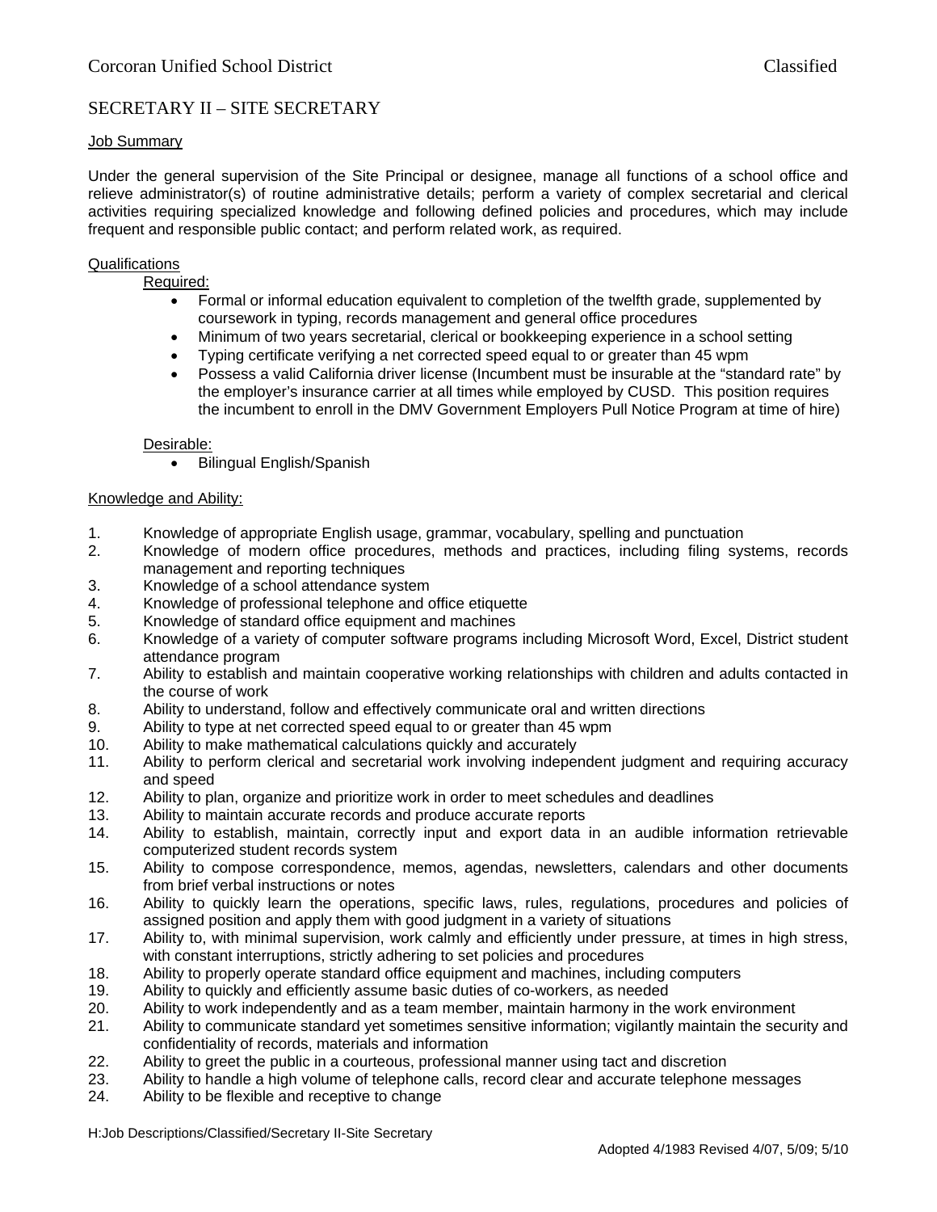Corcoran Unified School District — Classified

# SECRETARY II – SITE SECRETARY

## Job Summary

Under the general supervision of the Site Principal or designee, manage all functions of a school office and relieve administrator(s) of routine administrative details; perform a variety of complex secretarial and clerical activities requiring specialized knowledge and following defined policies and procedures, which may include frequent and responsible public contact; and perform related work, as required.

## Qualifications

### Required:

- Formal or informal education equivalent to completion of the twelfth grade, supplemented by coursework in typing, records management and general office procedures
- Minimum of two years secretarial, clerical or bookkeeping experience in a school setting
- Typing certificate verifying a net corrected speed equal to or greater than 45 wpm
- Possess a valid California driver license (Incumbent must be insurable at the "standard rate" by the employer's insurance carrier at all times while employed by CUSD. This position requires the incumbent to enroll in the DMV Government Employers Pull Notice Program at time of hire)

### Desirable:

- Bilingual English/Spanish

## Knowledge and Ability:

1. Knowledge of appropriate English usage, grammar, vocabulary, spelling and punctuation
2. Knowledge of modern office procedures, methods and practices, including filing systems, records management and reporting techniques
3. Knowledge of a school attendance system
4. Knowledge of professional telephone and office etiquette
5. Knowledge of standard office equipment and machines
6. Knowledge of a variety of computer software programs including Microsoft Word, Excel, District student attendance program
7. Ability to establish and maintain cooperative working relationships with children and adults contacted in the course of work
8. Ability to understand, follow and effectively communicate oral and written directions
9. Ability to type at net corrected speed equal to or greater than 45 wpm
10. Ability to make mathematical calculations quickly and accurately
11. Ability to perform clerical and secretarial work involving independent judgment and requiring accuracy and speed
12. Ability to plan, organize and prioritize work in order to meet schedules and deadlines
13. Ability to maintain accurate records and produce accurate reports
14. Ability to establish, maintain, correctly input and export data in an audible information retrievable computerized student records system
15. Ability to compose correspondence, memos, agendas, newsletters, calendars and other documents from brief verbal instructions or notes
16. Ability to quickly learn the operations, specific laws, rules, regulations, procedures and policies of assigned position and apply them with good judgment in a variety of situations
17. Ability to, with minimal supervision, work calmly and efficiently under pressure, at times in high stress, with constant interruptions, strictly adhering to set policies and procedures
18. Ability to properly operate standard office equipment and machines, including computers
19. Ability to quickly and efficiently assume basic duties of co-workers, as needed
20. Ability to work independently and as a team member, maintain harmony in the work environment
21. Ability to communicate standard yet sometimes sensitive information; vigilantly maintain the security and confidentiality of records, materials and information
22. Ability to greet the public in a courteous, professional manner using tact and discretion
23. Ability to handle a high volume of telephone calls, record clear and accurate telephone messages
24. Ability to be flexible and receptive to change

H:Job Descriptions/Classified/Secretary II-Site Secretary

Adopted 4/1983 Revised 4/07, 5/09; 5/10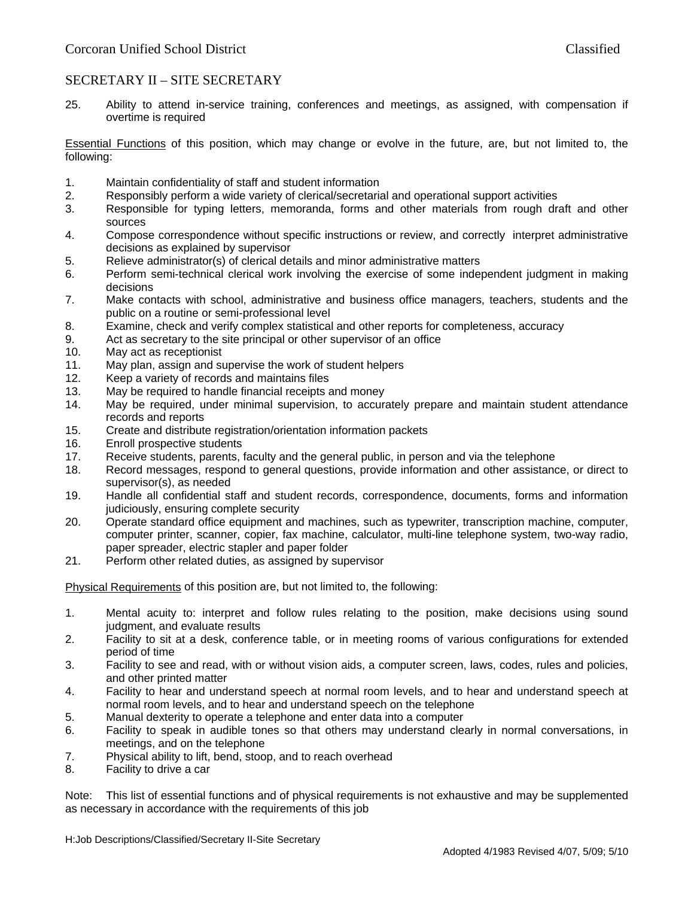25. Ability to attend in-service training, conferences and meetings, as assigned, with compensation if overtime is required

Essential Functions of this position, which may change or evolve in the future, are, but not limited to, the following:

1. Maintain confidentiality of staff and student information
2. Responsibly perform a wide variety of clerical/secretarial and operational support activities
3. Responsible for typing letters, memoranda, forms and other materials from rough draft and other sources
4. Compose correspondence without specific instructions or review, and correctly interpret administrative decisions as explained by supervisor
5. Relieve administrator(s) of clerical details and minor administrative matters
6. Perform semi-technical clerical work involving the exercise of some independent judgment in making decisions
7. Make contacts with school, administrative and business office managers, teachers, students and the public on a routine or semi-professional level
8. Examine, check and verify complex statistical and other reports for completeness, accuracy
9. Act as secretary to the site principal or other supervisor of an office
10. May act as receptionist
11. May plan, assign and supervise the work of student helpers
12. Keep a variety of records and maintains files
13. May be required to handle financial receipts and money
14. May be required, under minimal supervision, to accurately prepare and maintain student attendance records and reports
15. Create and distribute registration/orientation information packets
16. Enroll prospective students
17. Receive students, parents, faculty and the general public, in person and via the telephone
18. Record messages, respond to general questions, provide information and other assistance, or direct to supervisor(s), as needed
19. Handle all confidential staff and student records, correspondence, documents, forms and information judiciously, ensuring complete security
20. Operate standard office equipment and machines, such as typewriter, transcription machine, computer, computer printer, scanner, copier, fax machine, calculator, multi-line telephone system, two-way radio, paper spreader, electric stapler and paper folder
21. Perform other related duties, as assigned by supervisor

Physical Requirements of this position are, but not limited to, the following:

1. Mental acuity to: interpret and follow rules relating to the position, make decisions using sound judgment, and evaluate results
2. Facility to sit at a desk, conference table, or in meeting rooms of various configurations for extended period of time
3. Facility to see and read, with or without vision aids, a computer screen, laws, codes, rules and policies, and other printed matter
4. Facility to hear and understand speech at normal room levels, and to hear and understand speech at normal room levels, and to hear and understand speech on the telephone
5. Manual dexterity to operate a telephone and enter data into a computer
6. Facility to speak in audible tones so that others may understand clearly in normal conversations, in meetings, and on the telephone
7. Physical ability to lift, bend, stoop, and to reach overhead
8. Facility to drive a car

Note: This list of essential functions and of physical requirements is not exhaustive and may be supplemented as necessary in accordance with the requirements of this job

H:Job Descriptions/Classified/Secretary II-Site Secretary

Adopted 4/1983 Revised 4/07, 5/09; 5/10